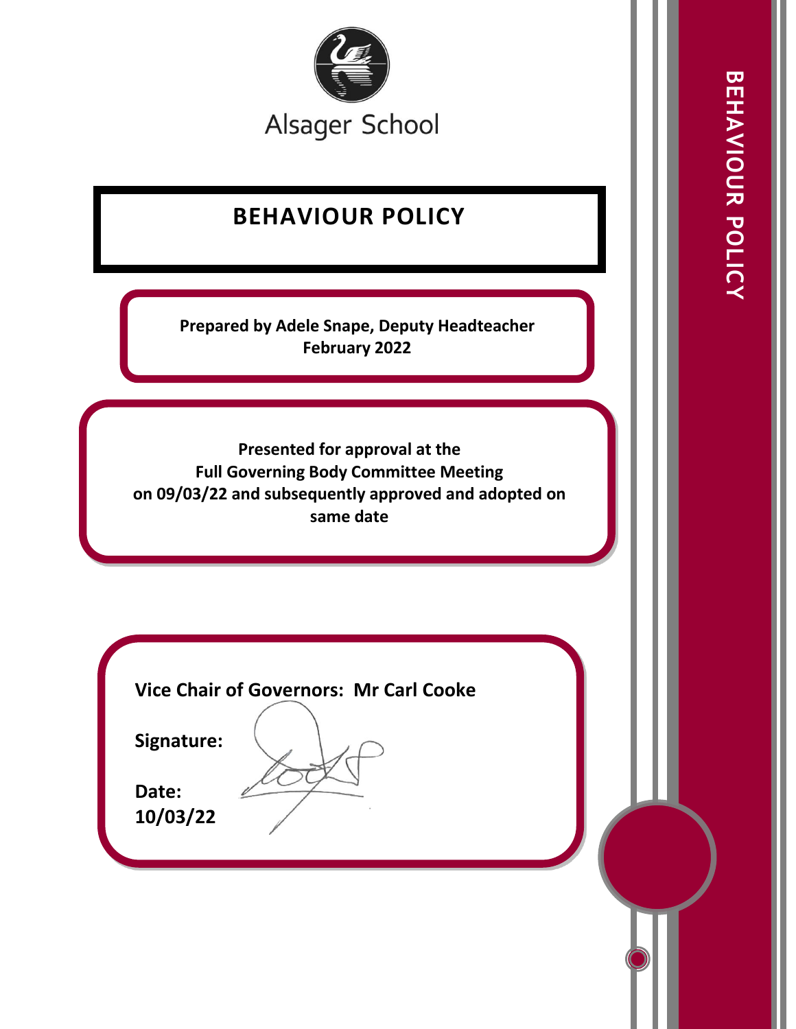Alsager School

# BEHAVIOUR POLICY

**Prepared by Adele Snape, Deputy Headteacher**
**February 2022**

**Presented for approval at the**
**Full Governing Body Committee Meeting**
**on 09/03/22 and subsequently approved and adopted on same date**

**Vice Chair of Governors: Mr Carl Cooke**

**Signature:**

**Date:**
**10/03/22**

BEHAVIOUR POLICY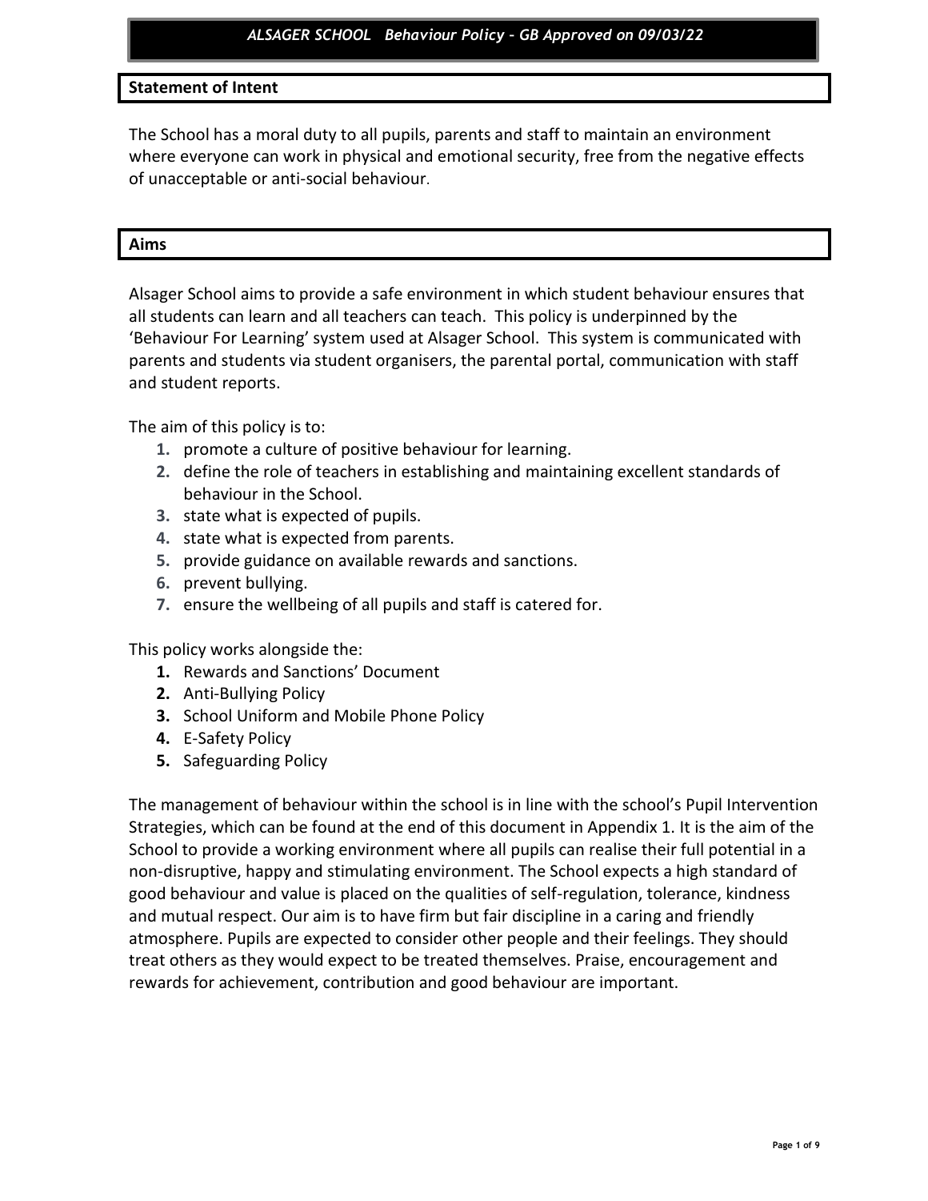## Statement of Intent

The School has a moral duty to all pupils, parents and staff to maintain an environment where everyone can work in physical and emotional security, free from the negative effects of unacceptable or anti-social behaviour.

## Aims

Alsager School aims to provide a safe environment in which student behaviour ensures that all students can learn and all teachers can teach. This policy is underpinned by the 'Behaviour For Learning' system used at Alsager School. This system is communicated with parents and students via student organisers, the parental portal, communication with staff and student reports.

The aim of this policy is to:

1. promote a culture of positive behaviour for learning.
2. define the role of teachers in establishing and maintaining excellent standards of behaviour in the School.
3. state what is expected of pupils.
4. state what is expected from parents.
5. provide guidance on available rewards and sanctions.
6. prevent bullying.
7. ensure the wellbeing of all pupils and staff is catered for.

This policy works alongside the:

1. Rewards and Sanctions' Document
2. Anti-Bullying Policy
3. School Uniform and Mobile Phone Policy
4. E-Safety Policy
5. Safeguarding Policy

The management of behaviour within the school is in line with the school's Pupil Intervention Strategies, which can be found at the end of this document in Appendix 1. It is the aim of the School to provide a working environment where all pupils can realise their full potential in a non-disruptive, happy and stimulating environment. The School expects a high standard of good behaviour and value is placed on the qualities of self-regulation, tolerance, kindness and mutual respect. Our aim is to have firm but fair discipline in a caring and friendly atmosphere. Pupils are expected to consider other people and their feelings. They should treat others as they would expect to be treated themselves. Praise, encouragement and rewards for achievement, contribution and good behaviour are important.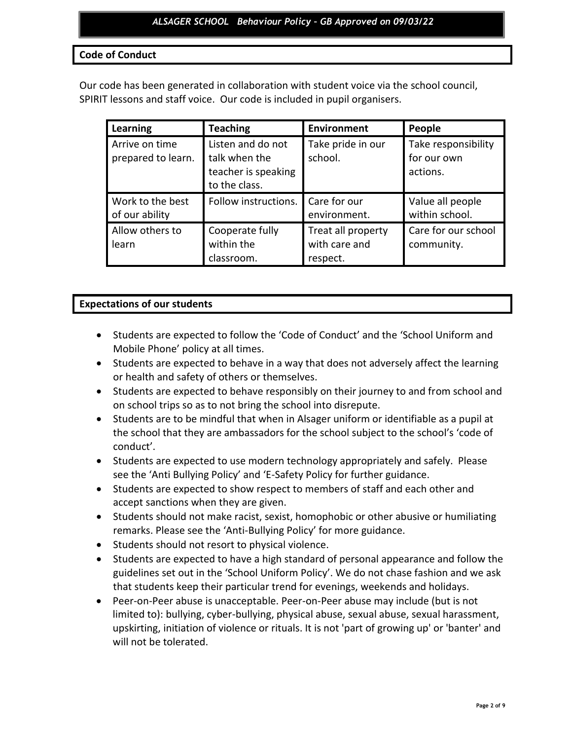## Code of Conduct

Our code has been generated in collaboration with student voice via the school council, SPIRIT lessons and staff voice. Our code is included in pupil organisers.

| Learning | Teaching | Environment | People |
|---|---|---|---|
| Arrive on time prepared to learn. | Listen and do not talk when the teacher is speaking to the class. | Take pride in our school. | Take responsibility for our own actions. |
| Work to the best of our ability | Follow instructions. | Care for our environment. | Value all people within school. |
| Allow others to learn | Cooperate fully within the classroom. | Treat all property with care and respect. | Care for our school community. |

## Expectations of our students

- Students are expected to follow the 'Code of Conduct' and the 'School Uniform and Mobile Phone' policy at all times.
- Students are expected to behave in a way that does not adversely affect the learning or health and safety of others or themselves.
- Students are expected to behave responsibly on their journey to and from school and on school trips so as to not bring the school into disrepute.
- Students are to be mindful that when in Alsager uniform or identifiable as a pupil at the school that they are ambassadors for the school subject to the school's 'code of conduct'.
- Students are expected to use modern technology appropriately and safely. Please see the 'Anti Bullying Policy' and 'E-Safety Policy for further guidance.
- Students are expected to show respect to members of staff and each other and accept sanctions when they are given.
- Students should not make racist, sexist, homophobic or other abusive or humiliating remarks. Please see the 'Anti-Bullying Policy' for more guidance.
- Students should not resort to physical violence.
- Students are expected to have a high standard of personal appearance and follow the guidelines set out in the 'School Uniform Policy'. We do not chase fashion and we ask that students keep their particular trend for evenings, weekends and holidays.
- Peer-on-Peer abuse is unacceptable. Peer-on-Peer abuse may include (but is not limited to): bullying, cyber-bullying, physical abuse, sexual abuse, sexual harassment, upskirting, initiation of violence or rituals. It is not 'part of growing up' or 'banter' and will not be tolerated.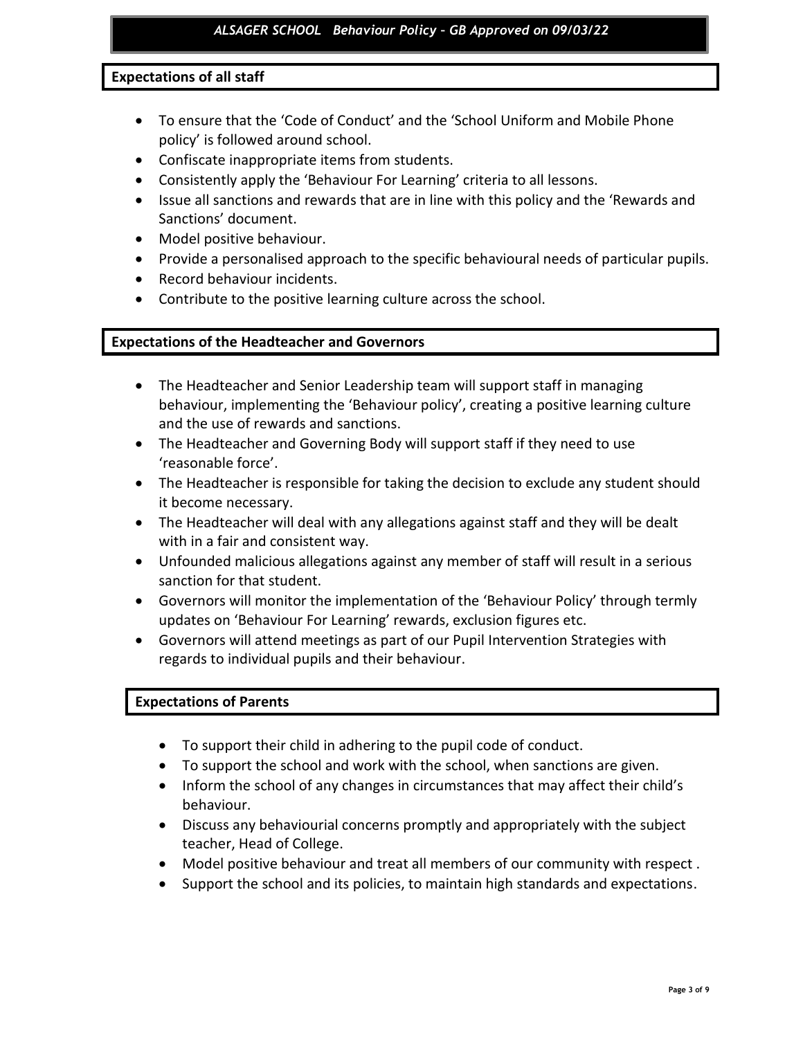## Expectations of all staff

- To ensure that the 'Code of Conduct' and the 'School Uniform and Mobile Phone policy' is followed around school.
- Confiscate inappropriate items from students.
- Consistently apply the 'Behaviour For Learning' criteria to all lessons.
- Issue all sanctions and rewards that are in line with this policy and the 'Rewards and Sanctions' document.
- Model positive behaviour.
- Provide a personalised approach to the specific behavioural needs of particular pupils.
- Record behaviour incidents.
- Contribute to the positive learning culture across the school.

## Expectations of the Headteacher and Governors

- The Headteacher and Senior Leadership team will support staff in managing behaviour, implementing the 'Behaviour policy', creating a positive learning culture and the use of rewards and sanctions.
- The Headteacher and Governing Body will support staff if they need to use 'reasonable force'.
- The Headteacher is responsible for taking the decision to exclude any student should it become necessary.
- The Headteacher will deal with any allegations against staff and they will be dealt with in a fair and consistent way.
- Unfounded malicious allegations against any member of staff will result in a serious sanction for that student.
- Governors will monitor the implementation of the 'Behaviour Policy' through termly updates on 'Behaviour For Learning' rewards, exclusion figures etc.
- Governors will attend meetings as part of our Pupil Intervention Strategies with regards to individual pupils and their behaviour.

## Expectations of Parents

- To support their child in adhering to the pupil code of conduct.
- To support the school and work with the school, when sanctions are given.
- Inform the school of any changes in circumstances that may affect their child's behaviour.
- Discuss any behaviourial concerns promptly and appropriately with the subject teacher, Head of College.
- Model positive behaviour and treat all members of our community with respect .
- Support the school and its policies, to maintain high standards and expectations.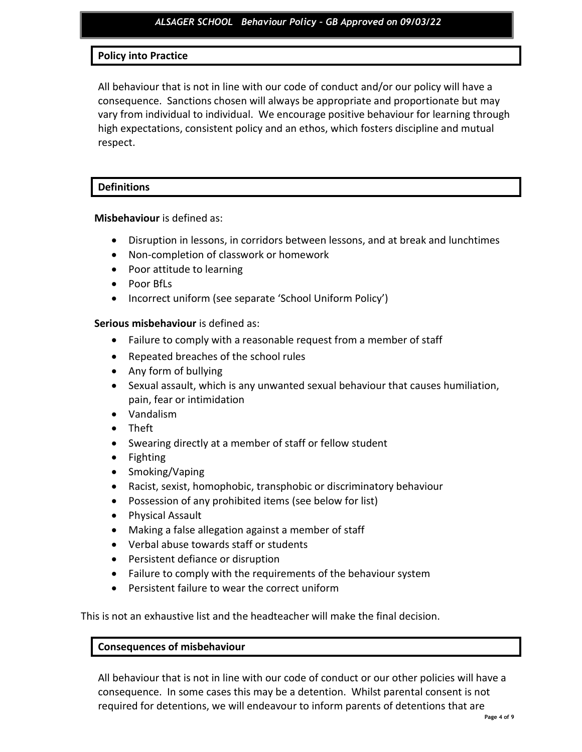## Policy into Practice

All behaviour that is not in line with our code of conduct and/or our policy will have a consequence. Sanctions chosen will always be appropriate and proportionate but may vary from individual to individual. We encourage positive behaviour for learning through high expectations, consistent policy and an ethos, which fosters discipline and mutual respect.

## Definitions

**Misbehaviour** is defined as:

- Disruption in lessons, in corridors between lessons, and at break and lunchtimes
- Non-completion of classwork or homework
- Poor attitude to learning
- Poor BfLs
- Incorrect uniform (see separate 'School Uniform Policy')

**Serious misbehaviour** is defined as:

- Failure to comply with a reasonable request from a member of staff
- Repeated breaches of the school rules
- Any form of bullying
- Sexual assault, which is any unwanted sexual behaviour that causes humiliation, pain, fear or intimidation
- Vandalism
- Theft
- Swearing directly at a member of staff or fellow student
- Fighting
- Smoking/Vaping
- Racist, sexist, homophobic, transphobic or discriminatory behaviour
- Possession of any prohibited items (see below for list)
- Physical Assault
- Making a false allegation against a member of staff
- Verbal abuse towards staff or students
- Persistent defiance or disruption
- Failure to comply with the requirements of the behaviour system
- Persistent failure to wear the correct uniform

This is not an exhaustive list and the headteacher will make the final decision.

## Consequences of misbehaviour

All behaviour that is not in line with our code of conduct or our other policies will have a consequence. In some cases this may be a detention. Whilst parental consent is not required for detentions, we will endeavour to inform parents of detentions that are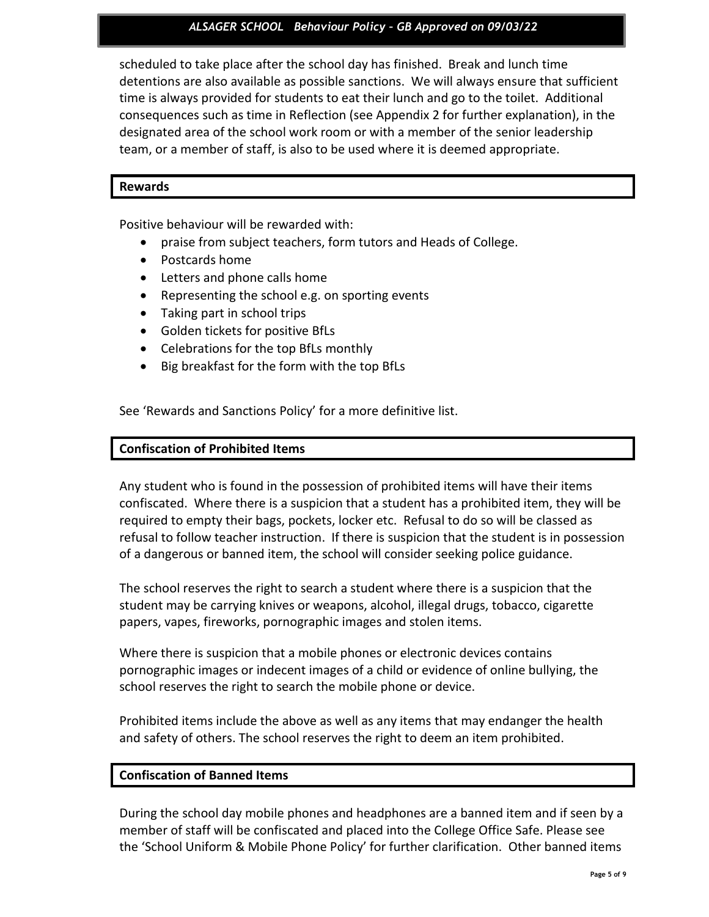scheduled to take place after the school day has finished. Break and lunch time detentions are also available as possible sanctions. We will always ensure that sufficient time is always provided for students to eat their lunch and go to the toilet. Additional consequences such as time in Reflection (see Appendix 2 for further explanation), in the designated area of the school work room or with a member of the senior leadership team, or a member of staff, is also to be used where it is deemed appropriate.

## Rewards

Positive behaviour will be rewarded with:

- praise from subject teachers, form tutors and Heads of College.
- Postcards home
- Letters and phone calls home
- Representing the school e.g. on sporting events
- Taking part in school trips
- Golden tickets for positive BfLs
- Celebrations for the top BfLs monthly
- Big breakfast for the form with the top BfLs

See 'Rewards and Sanctions Policy' for a more definitive list.

## Confiscation of Prohibited Items

Any student who is found in the possession of prohibited items will have their items confiscated. Where there is a suspicion that a student has a prohibited item, they will be required to empty their bags, pockets, locker etc. Refusal to do so will be classed as refusal to follow teacher instruction. If there is suspicion that the student is in possession of a dangerous or banned item, the school will consider seeking police guidance.

The school reserves the right to search a student where there is a suspicion that the student may be carrying knives or weapons, alcohol, illegal drugs, tobacco, cigarette papers, vapes, fireworks, pornographic images and stolen items.

Where there is suspicion that a mobile phones or electronic devices contains pornographic images or indecent images of a child or evidence of online bullying, the school reserves the right to search the mobile phone or device.

Prohibited items include the above as well as any items that may endanger the health and safety of others. The school reserves the right to deem an item prohibited.

## Confiscation of Banned Items

During the school day mobile phones and headphones are a banned item and if seen by a member of staff will be confiscated and placed into the College Office Safe. Please see the 'School Uniform & Mobile Phone Policy' for further clarification. Other banned items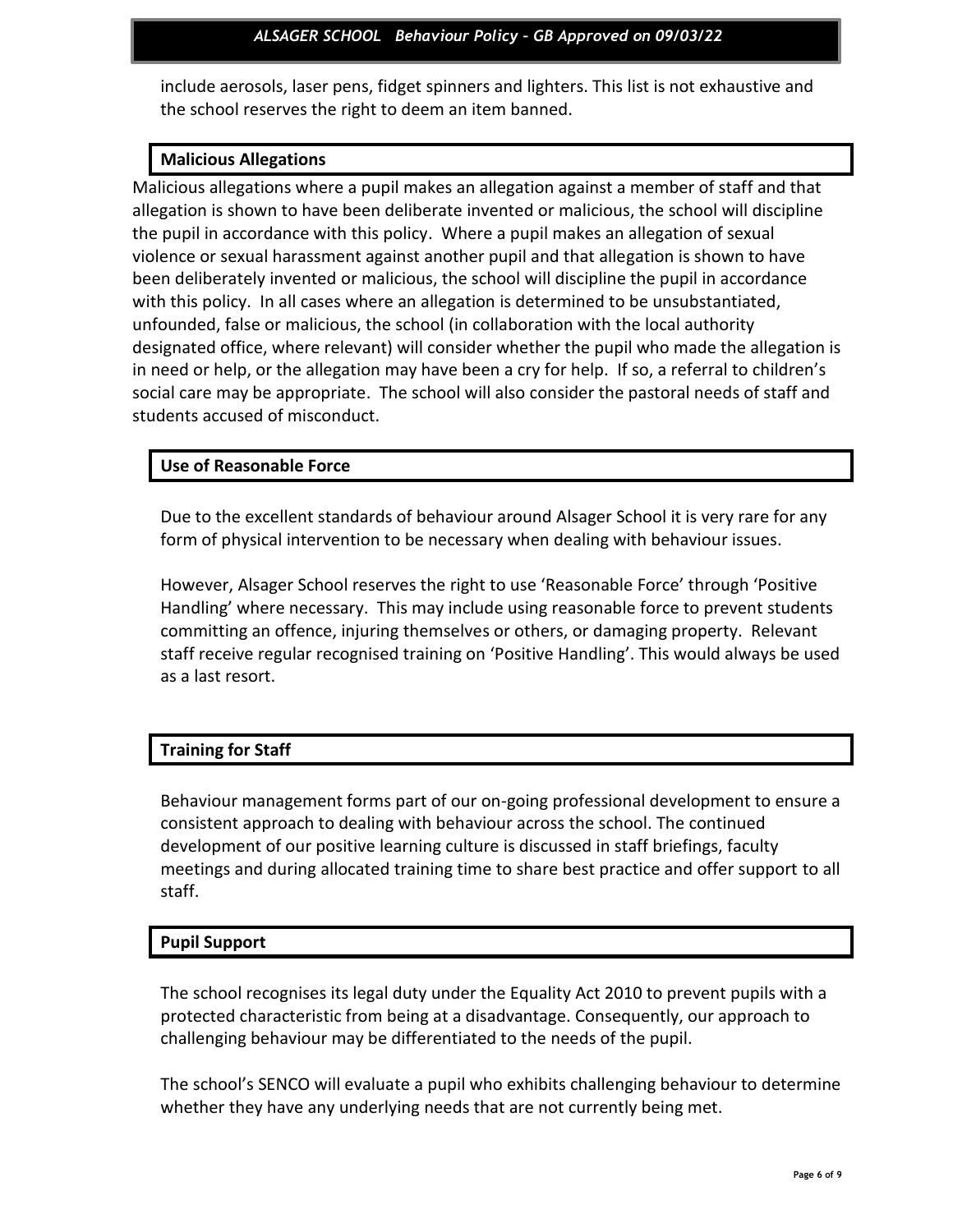include aerosols, laser pens, fidget spinners and lighters. This list is not exhaustive and the school reserves the right to deem an item banned.

## Malicious Allegations

Malicious allegations where a pupil makes an allegation against a member of staff and that allegation is shown to have been deliberate invented or malicious, the school will discipline the pupil in accordance with this policy. Where a pupil makes an allegation of sexual violence or sexual harassment against another pupil and that allegation is shown to have been deliberately invented or malicious, the school will discipline the pupil in accordance with this policy. In all cases where an allegation is determined to be unsubstantiated, unfounded, false or malicious, the school (in collaboration with the local authority designated office, where relevant) will consider whether the pupil who made the allegation is in need or help, or the allegation may have been a cry for help. If so, a referral to children's social care may be appropriate. The school will also consider the pastoral needs of staff and students accused of misconduct.

## Use of Reasonable Force

Due to the excellent standards of behaviour around Alsager School it is very rare for any form of physical intervention to be necessary when dealing with behaviour issues.

However, Alsager School reserves the right to use 'Reasonable Force' through 'Positive Handling' where necessary. This may include using reasonable force to prevent students committing an offence, injuring themselves or others, or damaging property. Relevant staff receive regular recognised training on 'Positive Handling'. This would always be used as a last resort.

## Training for Staff

Behaviour management forms part of our on-going professional development to ensure a consistent approach to dealing with behaviour across the school. The continued development of our positive learning culture is discussed in staff briefings, faculty meetings and during allocated training time to share best practice and offer support to all staff.

## Pupil Support

The school recognises its legal duty under the Equality Act 2010 to prevent pupils with a protected characteristic from being at a disadvantage. Consequently, our approach to challenging behaviour may be differentiated to the needs of the pupil.

The school's SENCO will evaluate a pupil who exhibits challenging behaviour to determine whether they have any underlying needs that are not currently being met.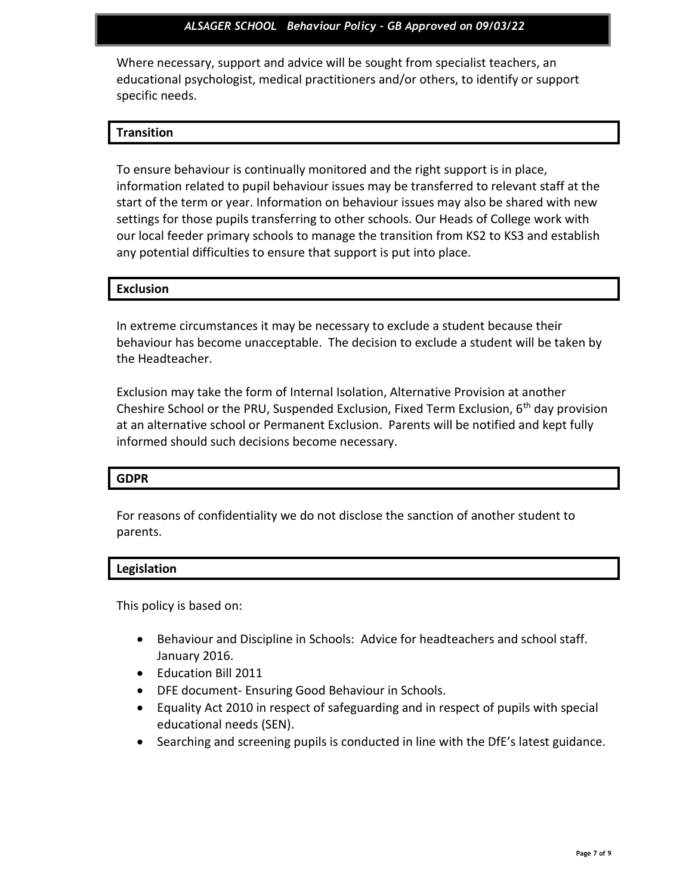Where necessary, support and advice will be sought from specialist teachers, an educational psychologist, medical practitioners and/or others, to identify or support specific needs.

## Transition

To ensure behaviour is continually monitored and the right support is in place, information related to pupil behaviour issues may be transferred to relevant staff at the start of the term or year. Information on behaviour issues may also be shared with new settings for those pupils transferring to other schools. Our Heads of College work with our local feeder primary schools to manage the transition from KS2 to KS3 and establish any potential difficulties to ensure that support is put into place.

## Exclusion

In extreme circumstances it may be necessary to exclude a student because their behaviour has become unacceptable. The decision to exclude a student will be taken by the Headteacher.

Exclusion may take the form of Internal Isolation, Alternative Provision at another Cheshire School or the PRU, Suspended Exclusion, Fixed Term Exclusion, 6th day provision at an alternative school or Permanent Exclusion. Parents will be notified and kept fully informed should such decisions become necessary.

## GDPR

For reasons of confidentiality we do not disclose the sanction of another student to parents.

## Legislation

This policy is based on:

- Behaviour and Discipline in Schools: Advice for headteachers and school staff. January 2016.
- Education Bill 2011
- DFE document- Ensuring Good Behaviour in Schools.
- Equality Act 2010 in respect of safeguarding and in respect of pupils with special educational needs (SEN).
- Searching and screening pupils is conducted in line with the DfE's latest guidance.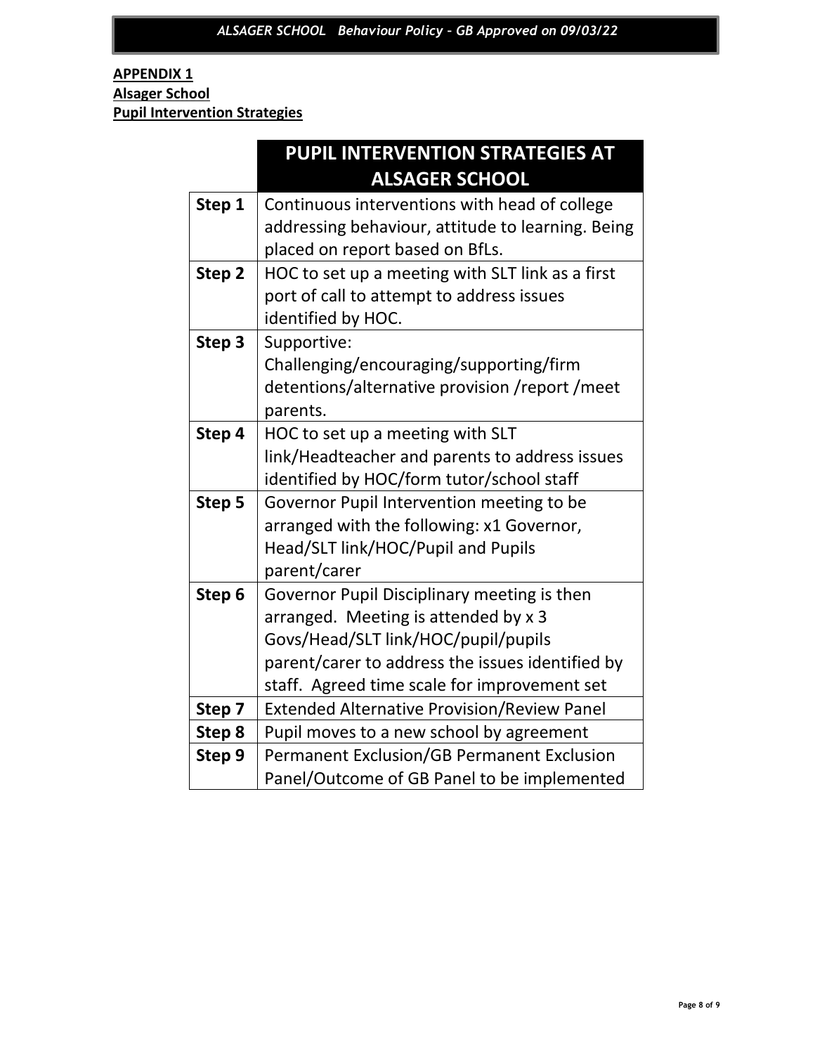**APPENDIX 1**
**Alsager School**
**Pupil Intervention Strategies**

| | **PUPIL INTERVENTION STRATEGIES AT ALSAGER SCHOOL** |
|---|---|
| **Step 1** | Continuous interventions with head of college addressing behaviour, attitude to learning. Being placed on report based on BfLs. |
| **Step 2** | HOC to set up a meeting with SLT link as a first port of call to attempt to address issues identified by HOC. |
| **Step 3** | Supportive: Challenging/encouraging/supporting/firm detentions/alternative provision /report /meet parents. |
| **Step 4** | HOC to set up a meeting with SLT link/Headteacher and parents to address issues identified by HOC/form tutor/school staff |
| **Step 5** | Governor Pupil Intervention meeting to be arranged with the following: x1 Governor, Head/SLT link/HOC/Pupil and Pupils parent/carer |
| **Step 6** | Governor Pupil Disciplinary meeting is then arranged. Meeting is attended by x 3 Govs/Head/SLT link/HOC/pupil/pupils parent/carer to address the issues identified by staff. Agreed time scale for improvement set |
| **Step 7** | Extended Alternative Provision/Review Panel |
| **Step 8** | Pupil moves to a new school by agreement |
| **Step 9** | Permanent Exclusion/GB Permanent Exclusion Panel/Outcome of GB Panel to be implemented |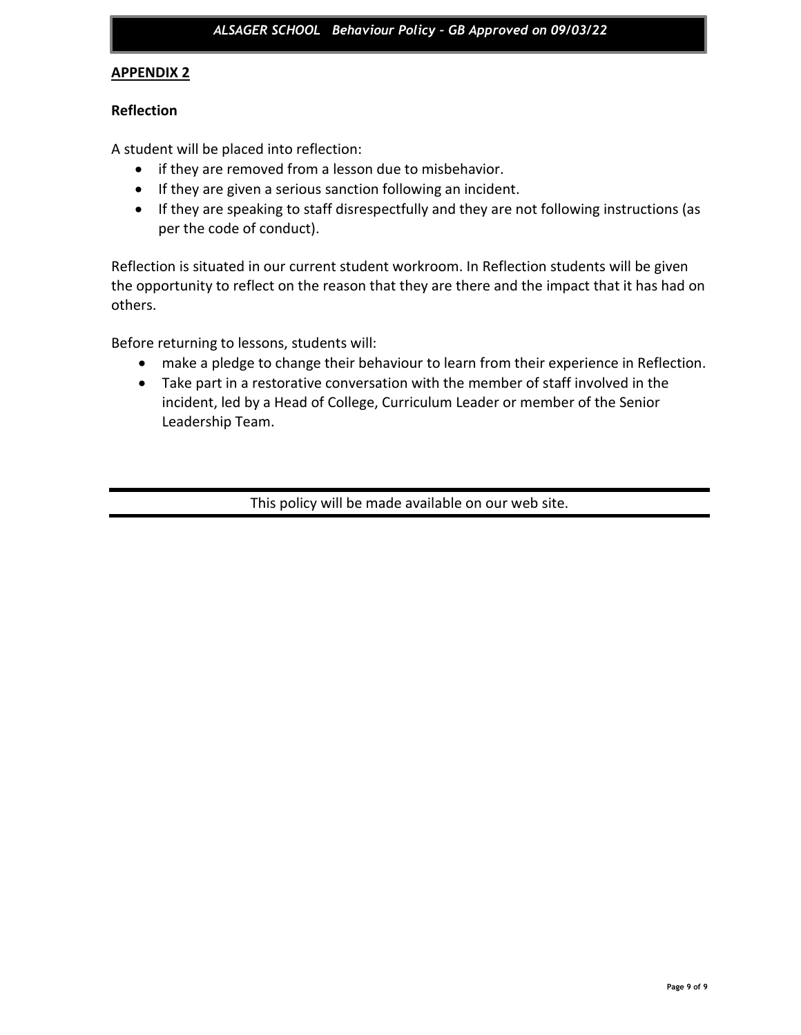## APPENDIX 2

### Reflection

A student will be placed into reflection:

- if they are removed from a lesson due to misbehavior.
- If they are given a serious sanction following an incident.
- If they are speaking to staff disrespectfully and they are not following instructions (as per the code of conduct).

Reflection is situated in our current student workroom. In Reflection students will be given the opportunity to reflect on the reason that they are there and the impact that it has had on others.

Before returning to lessons, students will:

- make a pledge to change their behaviour to learn from their experience in Reflection.
- Take part in a restorative conversation with the member of staff involved in the incident, led by a Head of College, Curriculum Leader or member of the Senior Leadership Team.

---

This policy will be made available on our web site.

---